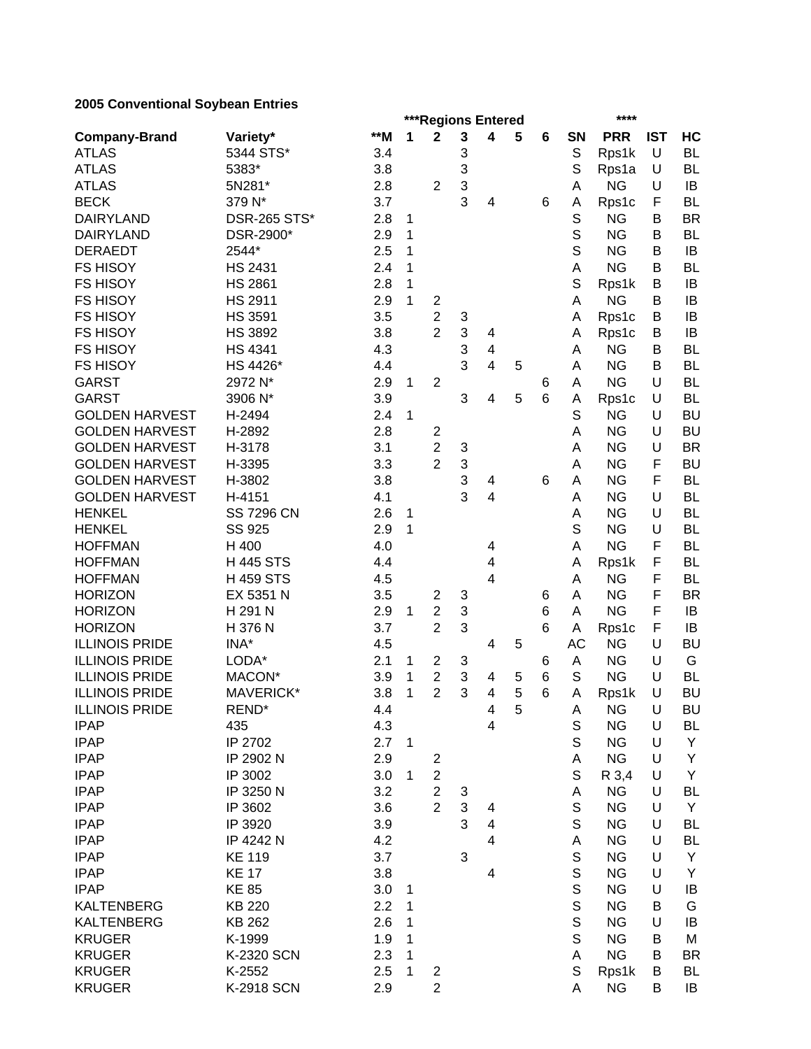## 2005 Conventional Soybean Entries

| | | | ***Regions Entered | | | | | | | **** | | |
|---|---|---|---|---|---|---|---|---|---|---|---|---|
| **Company-Brand** | **Variety*** | **\*\*M** | **1** | **2** | **3** | **4** | **5** | **6** | **SN** | **PRR** | **IST** | **HC** |
| ATLAS | 5344 STS* | 3.4 | | | 3 | | | | S | Rps1k | U | BL |
| ATLAS | 5383* | 3.8 | | | 3 | | | | S | Rps1a | U | BL |
| ATLAS | 5N281* | 2.8 | | 2 | 3 | | | | A | NG | U | IB |
| BECK | 379 N* | 3.7 | | | 3 | 4 | | 6 | A | Rps1c | F | BL |
| DAIRYLAND | DSR-265 STS* | 2.8 | 1 | | | | | | S | NG | B | BR |
| DAIRYLAND | DSR-2900* | 2.9 | 1 | | | | | | S | NG | B | BL |
| DERAEDT | 2544* | 2.5 | 1 | | | | | | S | NG | B | IB |
| FS HISOY | HS 2431 | 2.4 | 1 | | | | | | A | NG | B | BL |
| FS HISOY | HS 2861 | 2.8 | 1 | | | | | | S | Rps1k | B | IB |
| FS HISOY | HS 2911 | 2.9 | 1 | 2 | | | | | A | NG | B | IB |
| FS HISOY | HS 3591 | 3.5 | | 2 | 3 | | | | A | Rps1c | B | IB |
| FS HISOY | HS 3892 | 3.8 | | 2 | 3 | 4 | | | A | Rps1c | B | IB |
| FS HISOY | HS 4341 | 4.3 | | | 3 | 4 | | | A | NG | B | BL |
| FS HISOY | HS 4426* | 4.4 | | | 3 | 4 | 5 | | A | NG | B | BL |
| GARST | 2972 N* | 2.9 | 1 | 2 | | | | 6 | A | NG | U | BL |
| GARST | 3906 N* | 3.9 | | | 3 | 4 | 5 | 6 | A | Rps1c | U | BL |
| GOLDEN HARVEST | H-2494 | 2.4 | 1 | | | | | | S | NG | U | BU |
| GOLDEN HARVEST | H-2892 | 2.8 | | 2 | | | | | A | NG | U | BU |
| GOLDEN HARVEST | H-3178 | 3.1 | | 2 | 3 | | | | A | NG | U | BR |
| GOLDEN HARVEST | H-3395 | 3.3 | | 2 | 3 | | | | A | NG | F | BU |
| GOLDEN HARVEST | H-3802 | 3.8 | | | 3 | 4 | | 6 | A | NG | F | BL |
| GOLDEN HARVEST | H-4151 | 4.1 | | | 3 | 4 | | | A | NG | U | BL |
| HENKEL | SS 7296 CN | 2.6 | 1 | | | | | | A | NG | U | BL |
| HENKEL | SS 925 | 2.9 | 1 | | | | | | S | NG | U | BL |
| HOFFMAN | H 400 | 4.0 | | | | 4 | | | A | NG | F | BL |
| HOFFMAN | H 445 STS | 4.4 | | | | 4 | | | A | Rps1k | F | BL |
| HOFFMAN | H 459 STS | 4.5 | | | | 4 | | | A | NG | F | BL |
| HORIZON | EX 5351 N | 3.5 | | 2 | 3 | | | 6 | A | NG | F | BR |
| HORIZON | H 291 N | 2.9 | 1 | 2 | 3 | | | 6 | A | NG | F | IB |
| HORIZON | H 376 N | 3.7 | | 2 | 3 | | | 6 | A | Rps1c | F | IB |
| ILLINOIS PRIDE | INA* | 4.5 | | | | 4 | 5 | | AC | NG | U | BU |
| ILLINOIS PRIDE | LODA* | 2.1 | 1 | 2 | 3 | | | 6 | A | NG | U | G |
| ILLINOIS PRIDE | MACON* | 3.9 | 1 | 2 | 3 | 4 | 5 | 6 | S | NG | U | BL |
| ILLINOIS PRIDE | MAVERICK* | 3.8 | 1 | 2 | 3 | 4 | 5 | 6 | A | Rps1k | U | BU |
| ILLINOIS PRIDE | REND* | 4.4 | | | | 4 | 5 | | A | NG | U | BU |
| IPAP | 435 | 4.3 | | | | 4 | | | S | NG | U | BL |
| IPAP | IP 2702 | 2.7 | 1 | | | | | | S | NG | U | Y |
| IPAP | IP 2902 N | 2.9 | | 2 | | | | | A | NG | U | Y |
| IPAP | IP 3002 | 3.0 | 1 | 2 | | | | | S | R 3,4 | U | Y |
| IPAP | IP 3250 N | 3.2 | | 2 | 3 | | | | A | NG | U | BL |
| IPAP | IP 3602 | 3.6 | | 2 | 3 | 4 | | | S | NG | U | Y |
| IPAP | IP 3920 | 3.9 | | | 3 | 4 | | | S | NG | U | BL |
| IPAP | IP 4242 N | 4.2 | | | | 4 | | | A | NG | U | BL |
| IPAP | KE 119 | 3.7 | | | 3 | | | | S | NG | U | Y |
| IPAP | KE 17 | 3.8 | | | | 4 | | | S | NG | U | Y |
| IPAP | KE 85 | 3.0 | 1 | | | | | | S | NG | U | IB |
| KALTENBERG | KB 220 | 2.2 | 1 | | | | | | S | NG | B | G |
| KALTENBERG | KB 262 | 2.6 | 1 | | | | | | S | NG | U | IB |
| KRUGER | K-1999 | 1.9 | 1 | | | | | | S | NG | B | M |
| KRUGER | K-2320 SCN | 2.3 | 1 | | | | | | A | NG | B | BR |
| KRUGER | K-2552 | 2.5 | 1 | 2 | | | | | S | Rps1k | B | BL |
| KRUGER | K-2918 SCN | 2.9 | | 2 | | | | | A | NG | B | IB |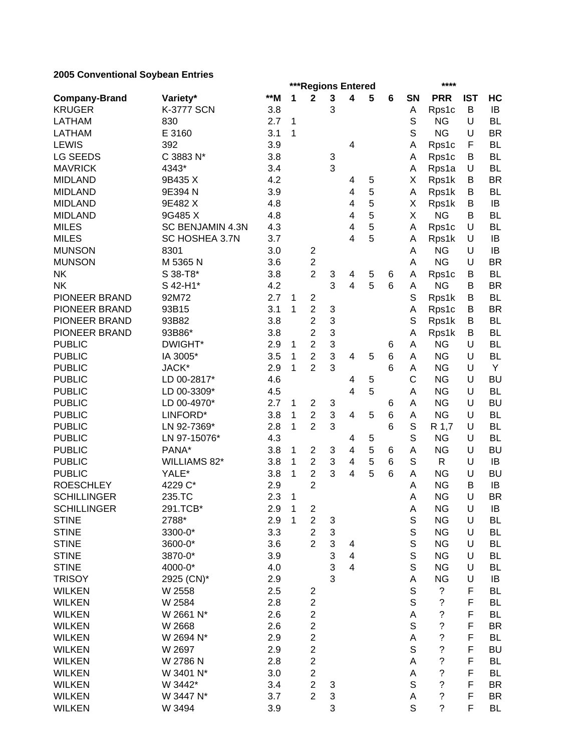**2005 Conventional Soybean Entries**

| Company-Brand | Variety* | **M | ***Regions Entered | | | | | | SN | **** PRR | IST | HC |
|---|---|---|---|---|---|---|---|---|---|---|---|---|
| | | | 1 | 2 | 3 | 4 | 5 | 6 | | | | |
| KRUGER | K-3777 SCN | 3.8 | | | 3 | | | | A | Rps1c | B | IB |
| LATHAM | 830 | 2.7 | 1 | | | | | | S | NG | U | BL |
| LATHAM | E 3160 | 3.1 | 1 | | | | | | S | NG | U | BR |
| LEWIS | 392 | 3.9 | | | | 4 | | | A | Rps1c | F | BL |
| LG SEEDS | C 3883 N* | 3.8 | | | 3 | | | | A | Rps1c | B | BL |
| MAVRICK | 4343* | 3.4 | | | 3 | | | | A | Rps1a | U | BL |
| MIDLAND | 9B435 X | 4.2 | | | | 4 | 5 | | X | Rps1k | B | BR |
| MIDLAND | 9E394 N | 3.9 | | | | 4 | 5 | | A | Rps1k | B | BL |
| MIDLAND | 9E482 X | 4.8 | | | | 4 | 5 | | X | Rps1k | B | IB |
| MIDLAND | 9G485 X | 4.8 | | | | 4 | 5 | | X | NG | B | BL |
| MILES | SC BENJAMIN 4.3N | 4.3 | | | | 4 | 5 | | A | Rps1c | U | BL |
| MILES | SC HOSHEA 3.7N | 3.7 | | | | 4 | 5 | | A | Rps1k | U | IB |
| MUNSON | 8301 | 3.0 | | 2 | | | | | A | NG | U | IB |
| MUNSON | M 5365 N | 3.6 | | 2 | | | | | A | NG | U | BR |
| NK | S 38-T8* | 3.8 | | 2 | 3 | 4 | 5 | 6 | A | Rps1c | B | BL |
| NK | S 42-H1* | 4.2 | | | 3 | 4 | 5 | 6 | A | NG | B | BR |
| PIONEER BRAND | 92M72 | 2.7 | 1 | 2 | | | | | S | Rps1k | B | BL |
| PIONEER BRAND | 93B15 | 3.1 | 1 | 2 | 3 | | | | A | Rps1c | B | BR |
| PIONEER BRAND | 93B82 | 3.8 | | 2 | 3 | | | | S | Rps1k | B | BL |
| PIONEER BRAND | 93B86* | 3.8 | | 2 | 3 | | | | A | Rps1k | B | BL |
| PUBLIC | DWIGHT* | 2.9 | 1 | 2 | 3 | | | 6 | A | NG | U | BL |
| PUBLIC | IA 3005* | 3.5 | 1 | 2 | 3 | 4 | 5 | 6 | A | NG | U | BL |
| PUBLIC | JACK* | 2.9 | 1 | 2 | 3 | | | 6 | A | NG | U | Y |
| PUBLIC | LD 00-2817* | 4.6 | | | | 4 | 5 | | C | NG | U | BU |
| PUBLIC | LD 00-3309* | 4.5 | | | | 4 | 5 | | A | NG | U | BL |
| PUBLIC | LD 00-4970* | 2.7 | 1 | 2 | 3 | | | 6 | A | NG | U | BU |
| PUBLIC | LINFORD* | 3.8 | 1 | 2 | 3 | 4 | 5 | 6 | A | NG | U | BL |
| PUBLIC | LN 92-7369* | 2.8 | 1 | 2 | 3 | | | 6 | S | R 1,7 | U | BL |
| PUBLIC | LN 97-15076* | 4.3 | | | | 4 | 5 | | S | NG | U | BL |
| PUBLIC | PANA* | 3.8 | 1 | 2 | 3 | 4 | 5 | 6 | A | NG | U | BU |
| PUBLIC | WILLIAMS 82* | 3.8 | 1 | 2 | 3 | 4 | 5 | 6 | S | R | U | IB |
| PUBLIC | YALE* | 3.8 | 1 | 2 | 3 | 4 | 5 | 6 | A | NG | U | BU |
| ROESCHLEY | 4229 C* | 2.9 | | 2 | | | | | A | NG | B | IB |
| SCHILLINGER | 235.TC | 2.3 | 1 | | | | | | A | NG | U | BR |
| SCHILLINGER | 291.TCB* | 2.9 | 1 | 2 | | | | | A | NG | U | IB |
| STINE | 2788* | 2.9 | 1 | 2 | 3 | | | | S | NG | U | BL |
| STINE | 3300-0* | 3.3 | | 2 | 3 | | | | S | NG | U | BL |
| STINE | 3600-0* | 3.6 | | 2 | 3 | 4 | | | S | NG | U | BL |
| STINE | 3870-0* | 3.9 | | | 3 | 4 | | | S | NG | U | BL |
| STINE | 4000-0* | 4.0 | | | 3 | 4 | | | S | NG | U | BL |
| TRISOY | 2925 (CN)* | 2.9 | | | 3 | | | | A | NG | U | IB |
| WILKEN | W 2558 | 2.5 | | 2 | | | | | S | ? | F | BL |
| WILKEN | W 2584 | 2.8 | | 2 | | | | | S | ? | F | BL |
| WILKEN | W 2661 N* | 2.6 | | 2 | | | | | A | ? | F | BL |
| WILKEN | W 2668 | 2.6 | | 2 | | | | | S | ? | F | BR |
| WILKEN | W 2694 N* | 2.9 | | 2 | | | | | A | ? | F | BL |
| WILKEN | W 2697 | 2.9 | | 2 | | | | | S | ? | F | BU |
| WILKEN | W 2786 N | 2.8 | | 2 | | | | | A | ? | F | BL |
| WILKEN | W 3401 N* | 3.0 | | 2 | | | | | A | ? | F | BL |
| WILKEN | W 3442* | 3.4 | | 2 | 3 | | | | S | ? | F | BR |
| WILKEN | W 3447 N* | 3.7 | | 2 | 3 | | | | A | ? | F | BR |
| WILKEN | W 3494 | 3.9 | | | 3 | | | | S | ? | F | BL |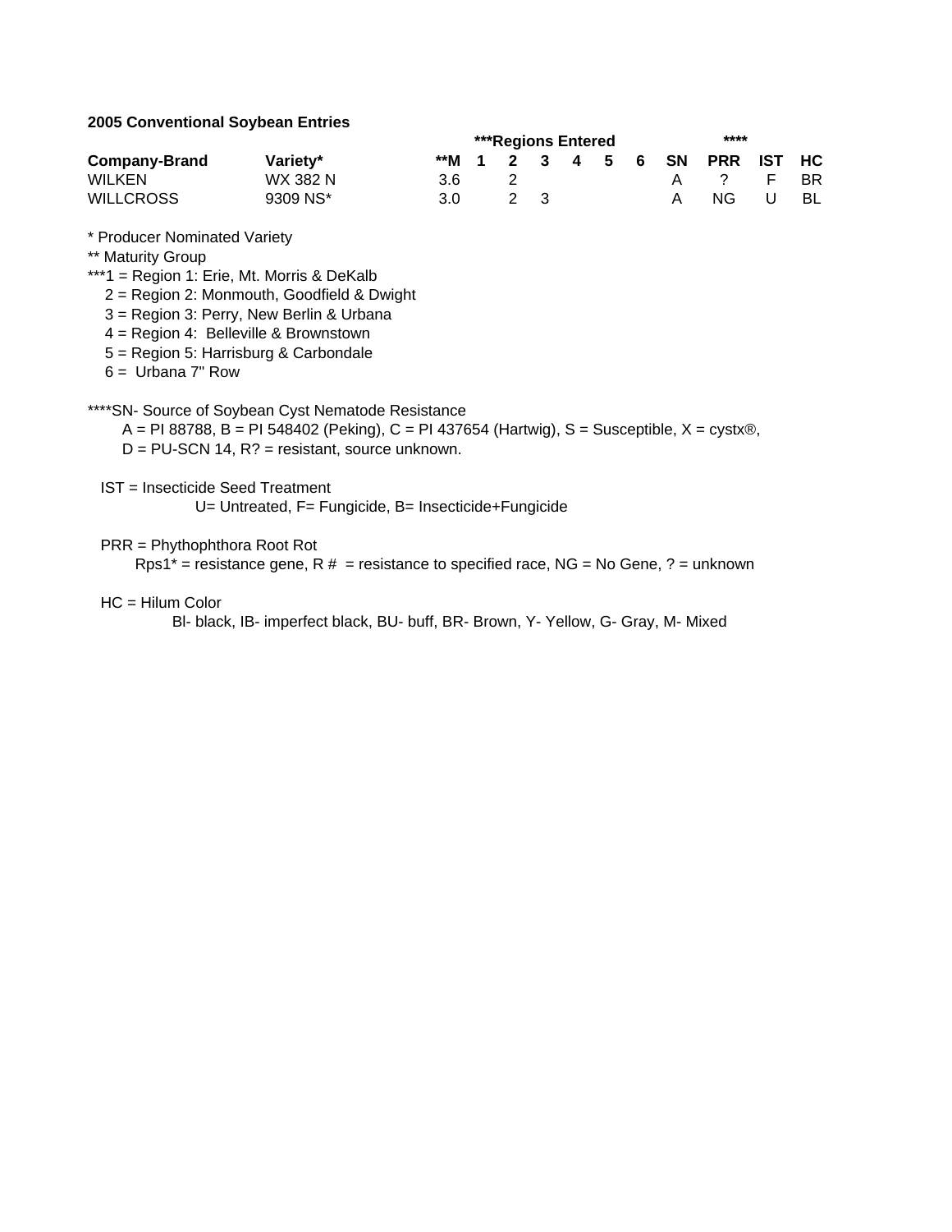**2005 Conventional Soybean Entries**

| | | | ***Regions Entered | | | | | | | **** | | |
|---|---|---|---|---|---|---|---|---|---|---|---|---|
| **Company-Brand** | **Variety*** | **M | **1** | **2** | **3** | **4** | **5** | **6** | **SN** | **PRR** | **IST** | **HC** |
| WILKEN | WX 382 N | 3.6 | | 2 | | | | | A | ? | F | BR |
| WILLCROSS | 9309 NS* | 3.0 | | 2 | 3 | | | | A | NG | U | BL |

* Producer Nominated Variety

** Maturity Group

***1 = Region 1: Erie, Mt. Morris & DeKalb
   2 = Region 2: Monmouth, Goodfield & Dwight
   3 = Region 3: Perry, New Berlin & Urbana
   4 = Region 4: Belleville & Brownstown
   5 = Region 5: Harrisburg & Carbondale
   6 = Urbana 7" Row

****SN- Source of Soybean Cyst Nematode Resistance
   A = PI 88788, B = PI 548402 (Peking), C = PI 437654 (Hartwig), S = Susceptible, X = cystx®,
   D = PU-SCN 14, R? = resistant, source unknown.

IST = Insecticide Seed Treatment
   U= Untreated, F= Fungicide, B= Insecticide+Fungicide

PRR = Phythophthora Root Rot
   Rps1* = resistance gene, R # = resistance to specified race, NG = No Gene, ? = unknown

HC = Hilum Color
   Bl- black, IB- imperfect black, BU- buff, BR- Brown, Y- Yellow, G- Gray, M- Mixed